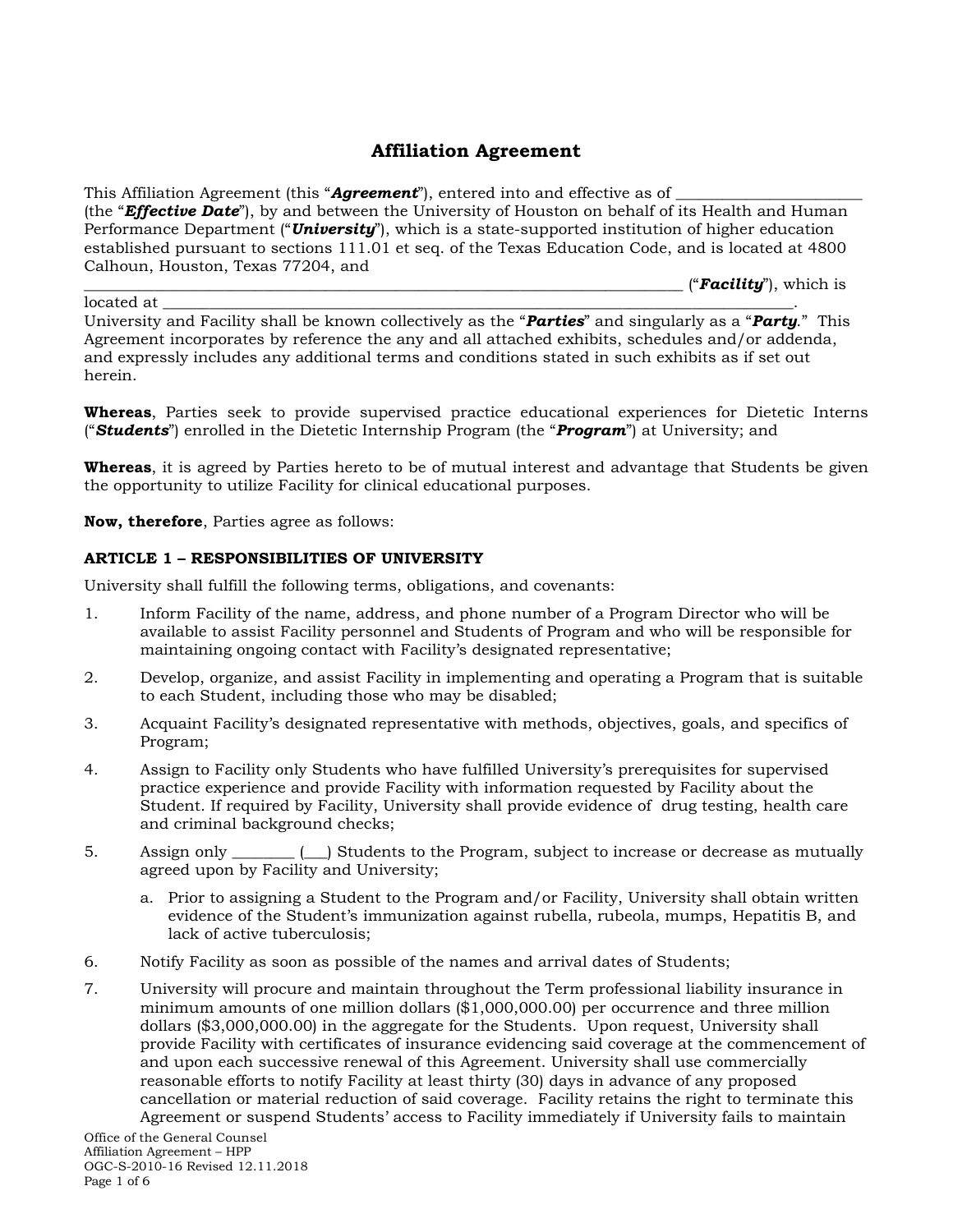# Affiliation Agreement

This Affiliation Agreement (this "***Agreement***"), entered into and effective as of _______________________ (the "***Effective Date***"), by and between the University of Houston on behalf of its Health and Human Performance Department ("***University***"), which is a state-supported institution of higher education established pursuant to sections 111.01 et seq. of the Texas Education Code, and is located at 4800 Calhoun, Houston, Texas 77204, and ___________________________________________________________________________ ("***Facility***"), which is located at ___________________________________________________________________________.
University and Facility shall be known collectively as the "***Parties***" and singularly as a "***Party***." This Agreement incorporates by reference the any and all attached exhibits, schedules and/or addenda, and expressly includes any additional terms and conditions stated in such exhibits as if set out herein.

**Whereas**, Parties seek to provide supervised practice educational experiences for Dietetic Interns ("***Students***") enrolled in the Dietetic Internship Program (the "***Program***") at University; and

**Whereas**, it is agreed by Parties hereto to be of mutual interest and advantage that Students be given the opportunity to utilize Facility for clinical educational purposes.

**Now, therefore**, Parties agree as follows:

## ARTICLE 1 – RESPONSIBILITIES OF UNIVERSITY

University shall fulfill the following terms, obligations, and covenants:

1. Inform Facility of the name, address, and phone number of a Program Director who will be available to assist Facility personnel and Students of Program and who will be responsible for maintaining ongoing contact with Facility's designated representative;
2. Develop, organize, and assist Facility in implementing and operating a Program that is suitable to each Student, including those who may be disabled;
3. Acquaint Facility's designated representative with methods, objectives, goals, and specifics of Program;
4. Assign to Facility only Students who have fulfilled University's prerequisites for supervised practice experience and provide Facility with information requested by Facility about the Student. If required by Facility, University shall provide evidence of drug testing, health care and criminal background checks;
5. Assign only ________ (___) Students to the Program, subject to increase or decrease as mutually agreed upon by Facility and University;
   a. Prior to assigning a Student to the Program and/or Facility, University shall obtain written evidence of the Student's immunization against rubella, rubeola, mumps, Hepatitis B, and lack of active tuberculosis;
6. Notify Facility as soon as possible of the names and arrival dates of Students;
7. University will procure and maintain throughout the Term professional liability insurance in minimum amounts of one million dollars ($1,000,000.00) per occurrence and three million dollars ($3,000,000.00) in the aggregate for the Students. Upon request, University shall provide Facility with certificates of insurance evidencing said coverage at the commencement of and upon each successive renewal of this Agreement. University shall use commercially reasonable efforts to notify Facility at least thirty (30) days in advance of any proposed cancellation or material reduction of said coverage. Facility retains the right to terminate this Agreement or suspend Students' access to Facility immediately if University fails to maintain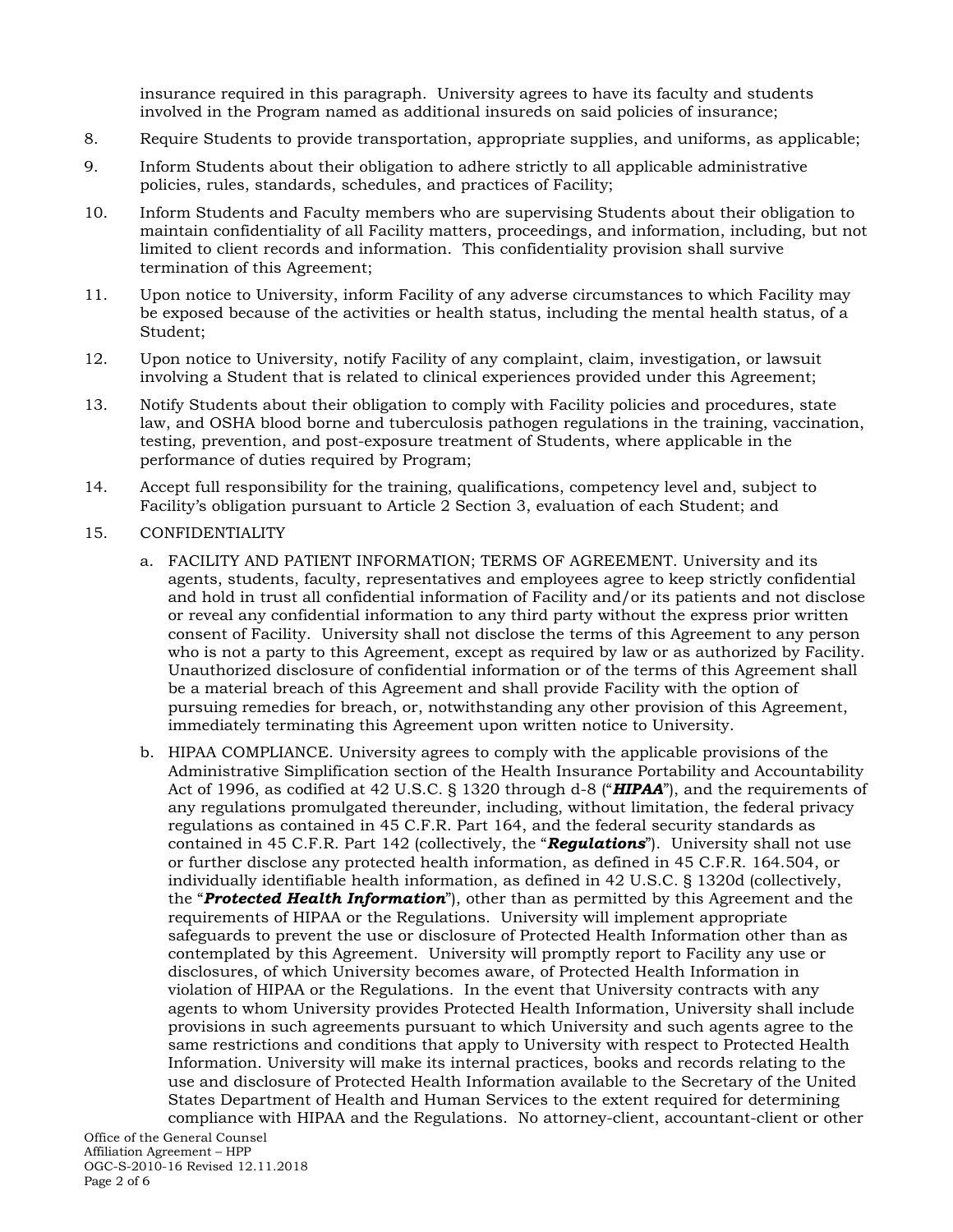insurance required in this paragraph. University agrees to have its faculty and students involved in the Program named as additional insureds on said policies of insurance;

8. Require Students to provide transportation, appropriate supplies, and uniforms, as applicable;
9. Inform Students about their obligation to adhere strictly to all applicable administrative policies, rules, standards, schedules, and practices of Facility;
10. Inform Students and Faculty members who are supervising Students about their obligation to maintain confidentiality of all Facility matters, proceedings, and information, including, but not limited to client records and information. This confidentiality provision shall survive termination of this Agreement;
11. Upon notice to University, inform Facility of any adverse circumstances to which Facility may be exposed because of the activities or health status, including the mental health status, of a Student;
12. Upon notice to University, notify Facility of any complaint, claim, investigation, or lawsuit involving a Student that is related to clinical experiences provided under this Agreement;
13. Notify Students about their obligation to comply with Facility policies and procedures, state law, and OSHA blood borne and tuberculosis pathogen regulations in the training, vaccination, testing, prevention, and post-exposure treatment of Students, where applicable in the performance of duties required by Program;
14. Accept full responsibility for the training, qualifications, competency level and, subject to Facility's obligation pursuant to Article 2 Section 3, evaluation of each Student; and
15. CONFIDENTIALITY
    a. FACILITY AND PATIENT INFORMATION; TERMS OF AGREEMENT. University and its agents, students, faculty, representatives and employees agree to keep strictly confidential and hold in trust all confidential information of Facility and/or its patients and not disclose or reveal any confidential information to any third party without the express prior written consent of Facility. University shall not disclose the terms of this Agreement to any person who is not a party to this Agreement, except as required by law or as authorized by Facility. Unauthorized disclosure of confidential information or of the terms of this Agreement shall be a material breach of this Agreement and shall provide Facility with the option of pursuing remedies for breach, or, notwithstanding any other provision of this Agreement, immediately terminating this Agreement upon written notice to University.
    b. HIPAA COMPLIANCE. University agrees to comply with the applicable provisions of the Administrative Simplification section of the Health Insurance Portability and Accountability Act of 1996, as codified at 42 U.S.C. § 1320 through d-8 ("***HIPAA***"), and the requirements of any regulations promulgated thereunder, including, without limitation, the federal privacy regulations as contained in 45 C.F.R. Part 164, and the federal security standards as contained in 45 C.F.R. Part 142 (collectively, the "***Regulations***"). University shall not use or further disclose any protected health information, as defined in 45 C.F.R. 164.504, or individually identifiable health information, as defined in 42 U.S.C. § 1320d (collectively, the "***Protected Health Information***"), other than as permitted by this Agreement and the requirements of HIPAA or the Regulations. University will implement appropriate safeguards to prevent the use or disclosure of Protected Health Information other than as contemplated by this Agreement. University will promptly report to Facility any use or disclosures, of which University becomes aware, of Protected Health Information in violation of HIPAA or the Regulations. In the event that University contracts with any agents to whom University provides Protected Health Information, University shall include provisions in such agreements pursuant to which University and such agents agree to the same restrictions and conditions that apply to University with respect to Protected Health Information. University will make its internal practices, books and records relating to the use and disclosure of Protected Health Information available to the Secretary of the United States Department of Health and Human Services to the extent required for determining compliance with HIPAA and the Regulations. No attorney-client, accountant-client or other

Office of the General Counsel
Affiliation Agreement – HPP
OGC-S-2010-16 Revised 12.11.2018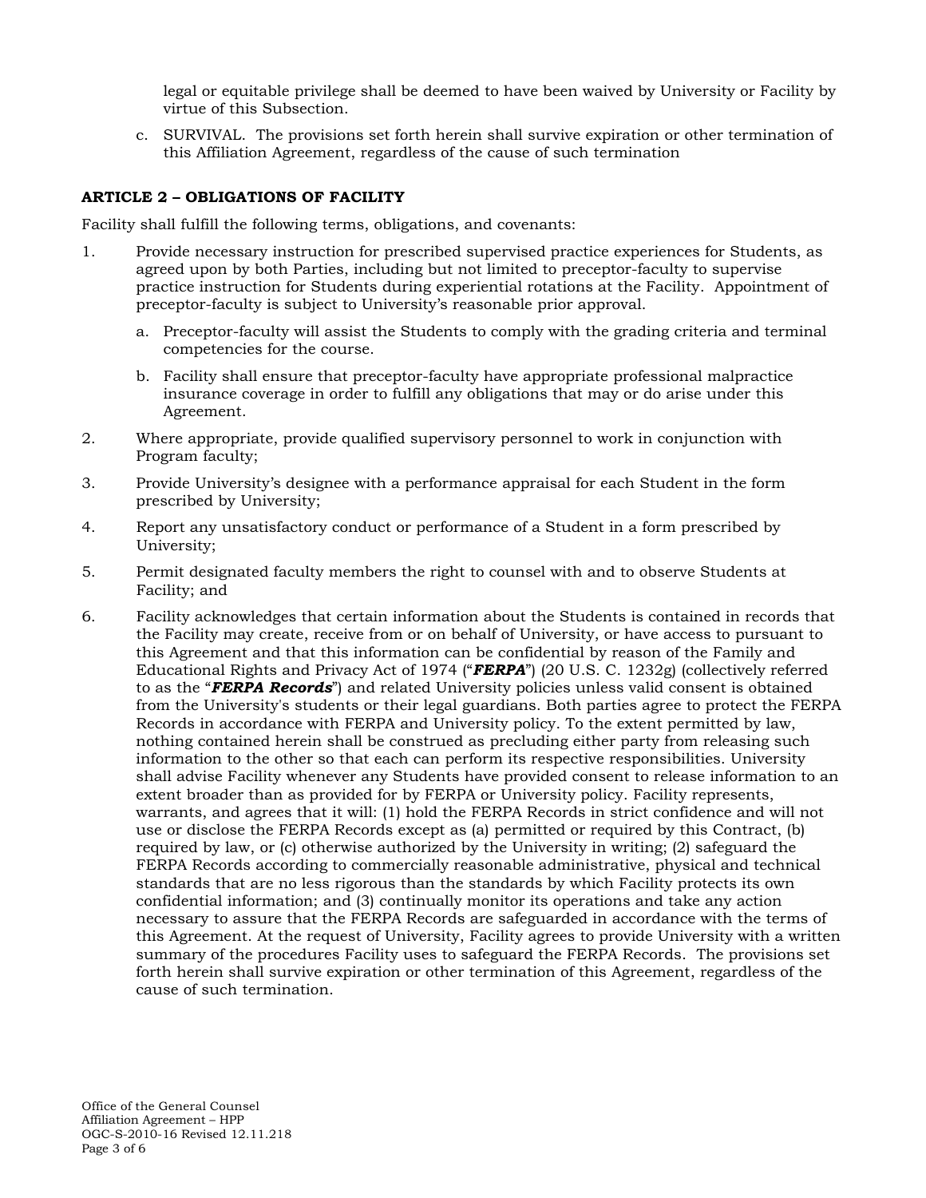legal or equitable privilege shall be deemed to have been waived by University or Facility by virtue of this Subsection.

c. SURVIVAL. The provisions set forth herein shall survive expiration or other termination of this Affiliation Agreement, regardless of the cause of such termination

**ARTICLE 2 – OBLIGATIONS OF FACILITY**

Facility shall fulfill the following terms, obligations, and covenants:

1. Provide necessary instruction for prescribed supervised practice experiences for Students, as agreed upon by both Parties, including but not limited to preceptor-faculty to supervise practice instruction for Students during experiential rotations at the Facility. Appointment of preceptor-faculty is subject to University's reasonable prior approval.

   a. Preceptor-faculty will assist the Students to comply with the grading criteria and terminal competencies for the course.

   b. Facility shall ensure that preceptor-faculty have appropriate professional malpractice insurance coverage in order to fulfill any obligations that may or do arise under this Agreement.

2. Where appropriate, provide qualified supervisory personnel to work in conjunction with Program faculty;

3. Provide University's designee with a performance appraisal for each Student in the form prescribed by University;

4. Report any unsatisfactory conduct or performance of a Student in a form prescribed by University;

5. Permit designated faculty members the right to counsel with and to observe Students at Facility; and

6. Facility acknowledges that certain information about the Students is contained in records that the Facility may create, receive from or on behalf of University, or have access to pursuant to this Agreement and that this information can be confidential by reason of the Family and Educational Rights and Privacy Act of 1974 ("***FERPA***") (20 U.S. C. 1232g) (collectively referred to as the "***FERPA Records***") and related University policies unless valid consent is obtained from the University's students or their legal guardians. Both parties agree to protect the FERPA Records in accordance with FERPA and University policy. To the extent permitted by law, nothing contained herein shall be construed as precluding either party from releasing such information to the other so that each can perform its respective responsibilities. University shall advise Facility whenever any Students have provided consent to release information to an extent broader than as provided for by FERPA or University policy. Facility represents, warrants, and agrees that it will: (1) hold the FERPA Records in strict confidence and will not use or disclose the FERPA Records except as (a) permitted or required by this Contract, (b) required by law, or (c) otherwise authorized by the University in writing; (2) safeguard the FERPA Records according to commercially reasonable administrative, physical and technical standards that are no less rigorous than the standards by which Facility protects its own confidential information; and (3) continually monitor its operations and take any action necessary to assure that the FERPA Records are safeguarded in accordance with the terms of this Agreement. At the request of University, Facility agrees to provide University with a written summary of the procedures Facility uses to safeguard the FERPA Records. The provisions set forth herein shall survive expiration or other termination of this Agreement, regardless of the cause of such termination.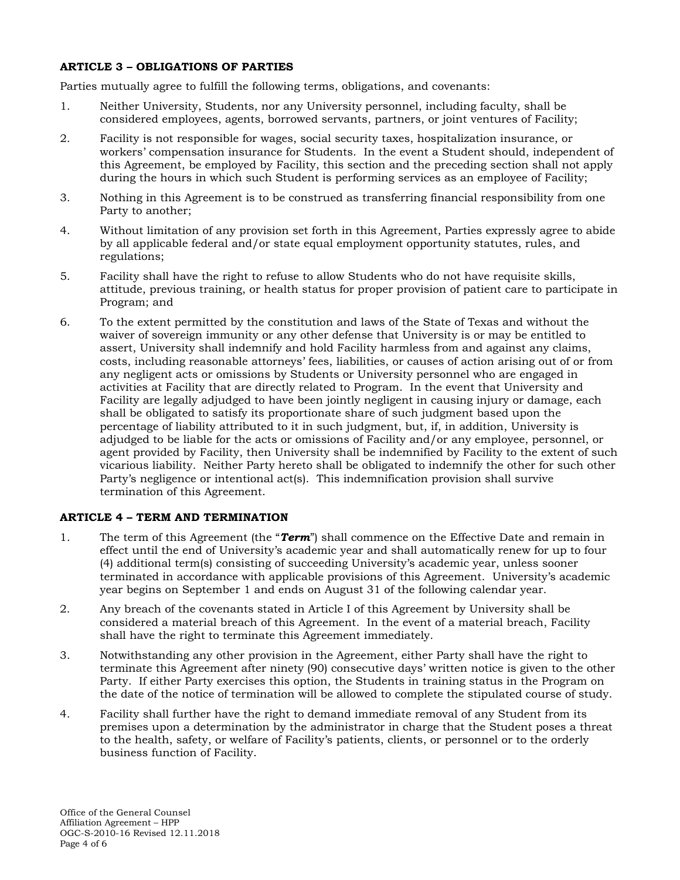### ARTICLE 3 – OBLIGATIONS OF PARTIES

Parties mutually agree to fulfill the following terms, obligations, and covenants:

1. Neither University, Students, nor any University personnel, including faculty, shall be considered employees, agents, borrowed servants, partners, or joint ventures of Facility;

2. Facility is not responsible for wages, social security taxes, hospitalization insurance, or workers' compensation insurance for Students. In the event a Student should, independent of this Agreement, be employed by Facility, this section and the preceding section shall not apply during the hours in which such Student is performing services as an employee of Facility;

3. Nothing in this Agreement is to be construed as transferring financial responsibility from one Party to another;

4. Without limitation of any provision set forth in this Agreement, Parties expressly agree to abide by all applicable federal and/or state equal employment opportunity statutes, rules, and regulations;

5. Facility shall have the right to refuse to allow Students who do not have requisite skills, attitude, previous training, or health status for proper provision of patient care to participate in Program; and

6. To the extent permitted by the constitution and laws of the State of Texas and without the waiver of sovereign immunity or any other defense that University is or may be entitled to assert, University shall indemnify and hold Facility harmless from and against any claims, costs, including reasonable attorneys' fees, liabilities, or causes of action arising out of or from any negligent acts or omissions by Students or University personnel who are engaged in activities at Facility that are directly related to Program. In the event that University and Facility are legally adjudged to have been jointly negligent in causing injury or damage, each shall be obligated to satisfy its proportionate share of such judgment based upon the percentage of liability attributed to it in such judgment, but, if, in addition, University is adjudged to be liable for the acts or omissions of Facility and/or any employee, personnel, or agent provided by Facility, then University shall be indemnified by Facility to the extent of such vicarious liability. Neither Party hereto shall be obligated to indemnify the other for such other Party's negligence or intentional act(s). This indemnification provision shall survive termination of this Agreement.

### ARTICLE 4 – TERM AND TERMINATION

1. The term of this Agreement (the "***Term***") shall commence on the Effective Date and remain in effect until the end of University's academic year and shall automatically renew for up to four (4) additional term(s) consisting of succeeding University's academic year, unless sooner terminated in accordance with applicable provisions of this Agreement. University's academic year begins on September 1 and ends on August 31 of the following calendar year.

2. Any breach of the covenants stated in Article I of this Agreement by University shall be considered a material breach of this Agreement. In the event of a material breach, Facility shall have the right to terminate this Agreement immediately.

3. Notwithstanding any other provision in the Agreement, either Party shall have the right to terminate this Agreement after ninety (90) consecutive days' written notice is given to the other Party. If either Party exercises this option, the Students in training status in the Program on the date of the notice of termination will be allowed to complete the stipulated course of study.

4. Facility shall further have the right to demand immediate removal of any Student from its premises upon a determination by the administrator in charge that the Student poses a threat to the health, safety, or welfare of Facility's patients, clients, or personnel or to the orderly business function of Facility.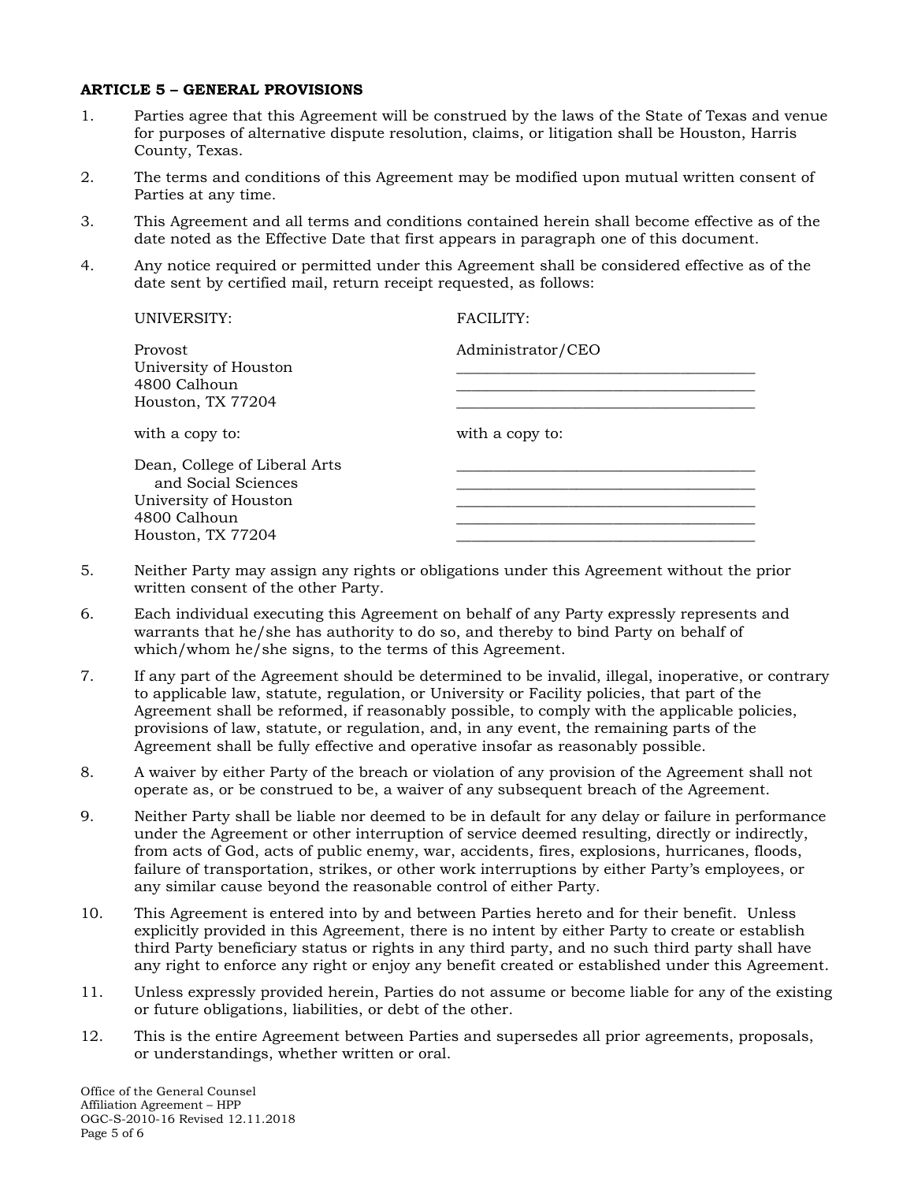**ARTICLE 5 – GENERAL PROVISIONS**

1. Parties agree that this Agreement will be construed by the laws of the State of Texas and venue for purposes of alternative dispute resolution, claims, or litigation shall be Houston, Harris County, Texas.

2. The terms and conditions of this Agreement may be modified upon mutual written consent of Parties at any time.

3. This Agreement and all terms and conditions contained herein shall become effective as of the date noted as the Effective Date that first appears in paragraph one of this document.

4. Any notice required or permitted under this Agreement shall be considered effective as of the date sent by certified mail, return receipt requested, as follows:

| UNIVERSITY: | FACILITY: |
|---|---|
| Provost<br>University of Houston<br>4800 Calhoun<br>Houston, TX 77204 | Administrator/CEO<br>\_\_\_\_\_\_\_\_\_\_\_\_\_\_\_\_\_\_\_\_\_\_\_\_\_\_\_\_\_\_\_\_\_\_\_\_\_\_<br>\_\_\_\_\_\_\_\_\_\_\_\_\_\_\_\_\_\_\_\_\_\_\_\_\_\_\_\_\_\_\_\_\_\_\_\_\_\_<br>\_\_\_\_\_\_\_\_\_\_\_\_\_\_\_\_\_\_\_\_\_\_\_\_\_\_\_\_\_\_\_\_\_\_\_\_\_\_ |
| with a copy to: | with a copy to: |
| Dean, College of Liberal Arts and Social Sciences<br>University of Houston<br>4800 Calhoun<br>Houston, TX 77204 | \_\_\_\_\_\_\_\_\_\_\_\_\_\_\_\_\_\_\_\_\_\_\_\_\_\_\_\_\_\_\_\_\_\_\_\_\_\_<br>\_\_\_\_\_\_\_\_\_\_\_\_\_\_\_\_\_\_\_\_\_\_\_\_\_\_\_\_\_\_\_\_\_\_\_\_\_\_<br>\_\_\_\_\_\_\_\_\_\_\_\_\_\_\_\_\_\_\_\_\_\_\_\_\_\_\_\_\_\_\_\_\_\_\_\_\_\_<br>\_\_\_\_\_\_\_\_\_\_\_\_\_\_\_\_\_\_\_\_\_\_\_\_\_\_\_\_\_\_\_\_\_\_\_\_\_\_<br>\_\_\_\_\_\_\_\_\_\_\_\_\_\_\_\_\_\_\_\_\_\_\_\_\_\_\_\_\_\_\_\_\_\_\_\_\_\_ |

5. Neither Party may assign any rights or obligations under this Agreement without the prior written consent of the other Party.

6. Each individual executing this Agreement on behalf of any Party expressly represents and warrants that he/she has authority to do so, and thereby to bind Party on behalf of which/whom he/she signs, to the terms of this Agreement.

7. If any part of the Agreement should be determined to be invalid, illegal, inoperative, or contrary to applicable law, statute, regulation, or University or Facility policies, that part of the Agreement shall be reformed, if reasonably possible, to comply with the applicable policies, provisions of law, statute, or regulation, and, in any event, the remaining parts of the Agreement shall be fully effective and operative insofar as reasonably possible.

8. A waiver by either Party of the breach or violation of any provision of the Agreement shall not operate as, or be construed to be, a waiver of any subsequent breach of the Agreement.

9. Neither Party shall be liable nor deemed to be in default for any delay or failure in performance under the Agreement or other interruption of service deemed resulting, directly or indirectly, from acts of God, acts of public enemy, war, accidents, fires, explosions, hurricanes, floods, failure of transportation, strikes, or other work interruptions by either Party's employees, or any similar cause beyond the reasonable control of either Party.

10. This Agreement is entered into by and between Parties hereto and for their benefit. Unless explicitly provided in this Agreement, there is no intent by either Party to create or establish third Party beneficiary status or rights in any third party, and no such third party shall have any right to enforce any right or enjoy any benefit created or established under this Agreement.

11. Unless expressly provided herein, Parties do not assume or become liable for any of the existing or future obligations, liabilities, or debt of the other.

12. This is the entire Agreement between Parties and supersedes all prior agreements, proposals, or understandings, whether written or oral.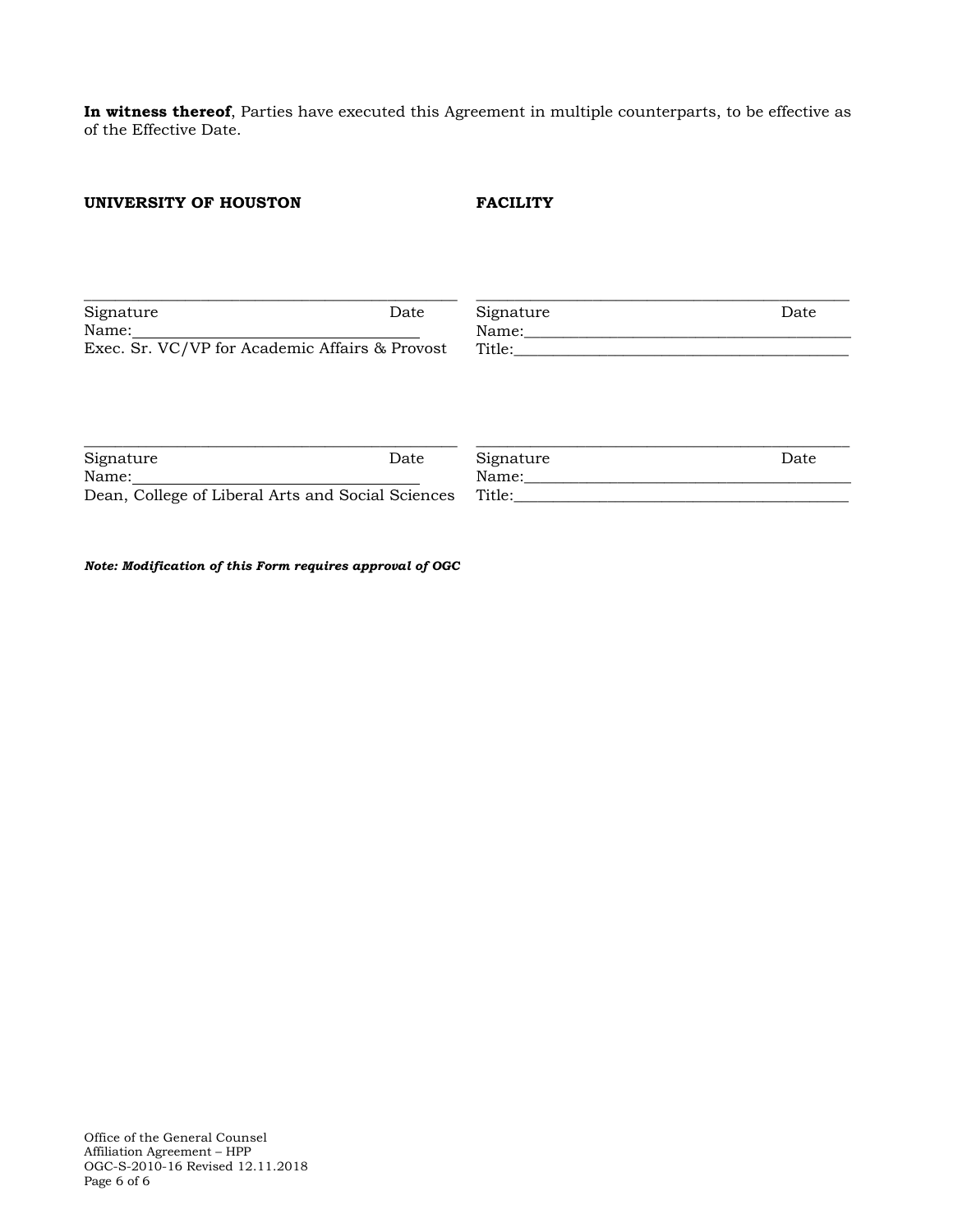**In witness thereof**, Parties have executed this Agreement in multiple counterparts, to be effective as of the Effective Date.

**UNIVERSITY OF HOUSTON**

\_\_\_\_\_\_\_\_\_\_\_\_\_\_\_\_\_\_\_\_\_\_\_\_\_\_\_\_\_\_\_\_\_\_\_\_\_\_\_\_\_\_\_\_\_\_
Signature Date
Name:\_\_\_\_\_\_\_\_\_\_\_\_\_\_\_\_\_\_\_\_\_\_\_\_\_\_\_\_\_\_\_\_\_\_\_\_
Exec. Sr. VC/VP for Academic Affairs & Provost

\_\_\_\_\_\_\_\_\_\_\_\_\_\_\_\_\_\_\_\_\_\_\_\_\_\_\_\_\_\_\_\_\_\_\_\_\_\_\_\_\_\_\_\_\_\_
Signature Date
Name:\_\_\_\_\_\_\_\_\_\_\_\_\_\_\_\_\_\_\_\_\_\_\_\_\_\_\_\_\_\_\_\_\_\_\_\_
Dean, College of Liberal Arts and Social Sciences

**FACILITY**

\_\_\_\_\_\_\_\_\_\_\_\_\_\_\_\_\_\_\_\_\_\_\_\_\_\_\_\_\_\_\_\_\_\_\_\_\_\_\_\_\_\_\_\_\_\_
Signature Date
Name:\_\_\_\_\_\_\_\_\_\_\_\_\_\_\_\_\_\_\_\_\_\_\_\_\_\_\_\_\_\_\_\_\_\_\_\_\_\_\_\_\_\_
Title:\_\_\_\_\_\_\_\_\_\_\_\_\_\_\_\_\_\_\_\_\_\_\_\_\_\_\_\_\_\_\_\_\_\_\_\_\_\_\_\_\_\_

\_\_\_\_\_\_\_\_\_\_\_\_\_\_\_\_\_\_\_\_\_\_\_\_\_\_\_\_\_\_\_\_\_\_\_\_\_\_\_\_\_\_\_\_\_\_
Signature Date
Name:\_\_\_\_\_\_\_\_\_\_\_\_\_\_\_\_\_\_\_\_\_\_\_\_\_\_\_\_\_\_\_\_\_\_\_\_\_\_\_\_\_\_
Title:\_\_\_\_\_\_\_\_\_\_\_\_\_\_\_\_\_\_\_\_\_\_\_\_\_\_\_\_\_\_\_\_\_\_\_\_\_\_\_\_\_\_

***Note: Modification of this Form requires approval of OGC***

Office of the General Counsel
Affiliation Agreement – HPP
OGC-S-2010-16 Revised 12.11.2018